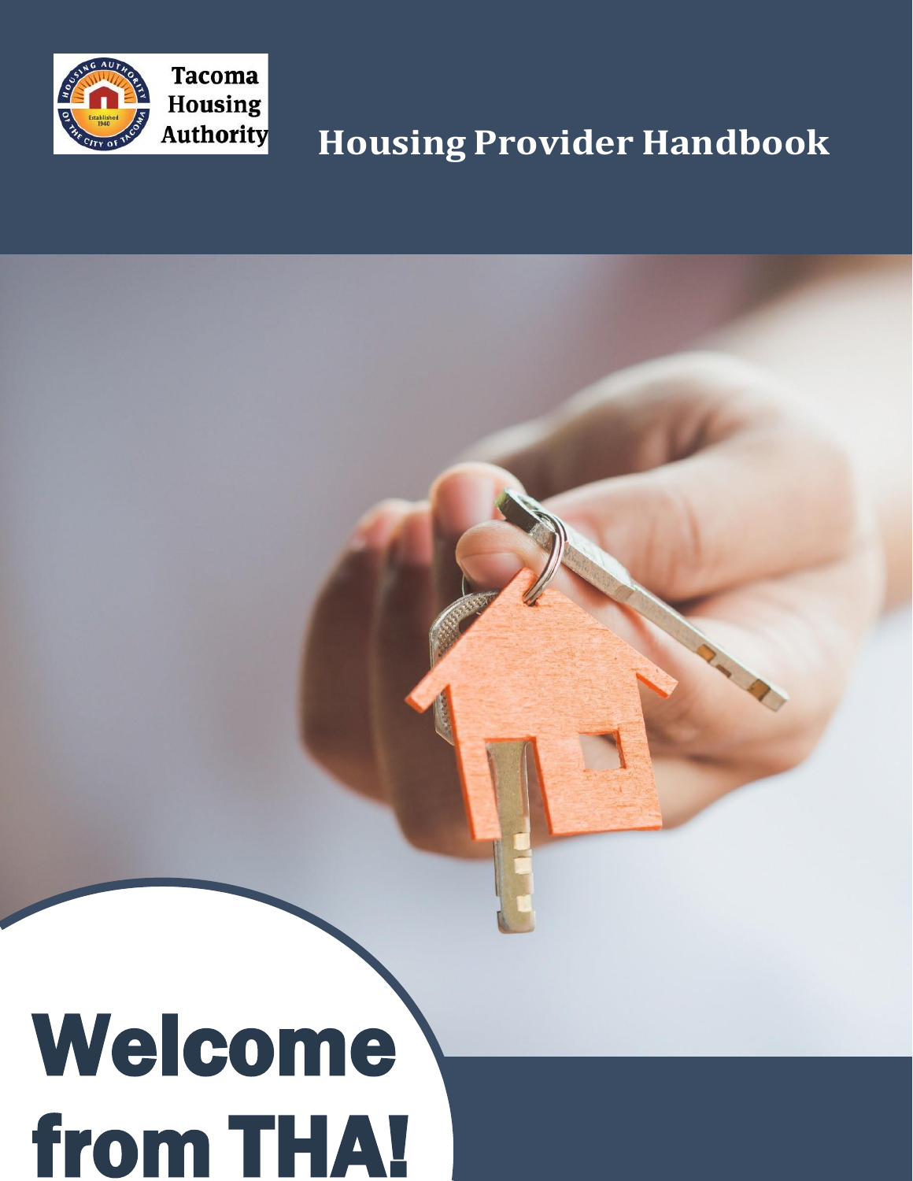Tacoma Housing Authority

# Housing Provider Handbook

# Welcome from THA!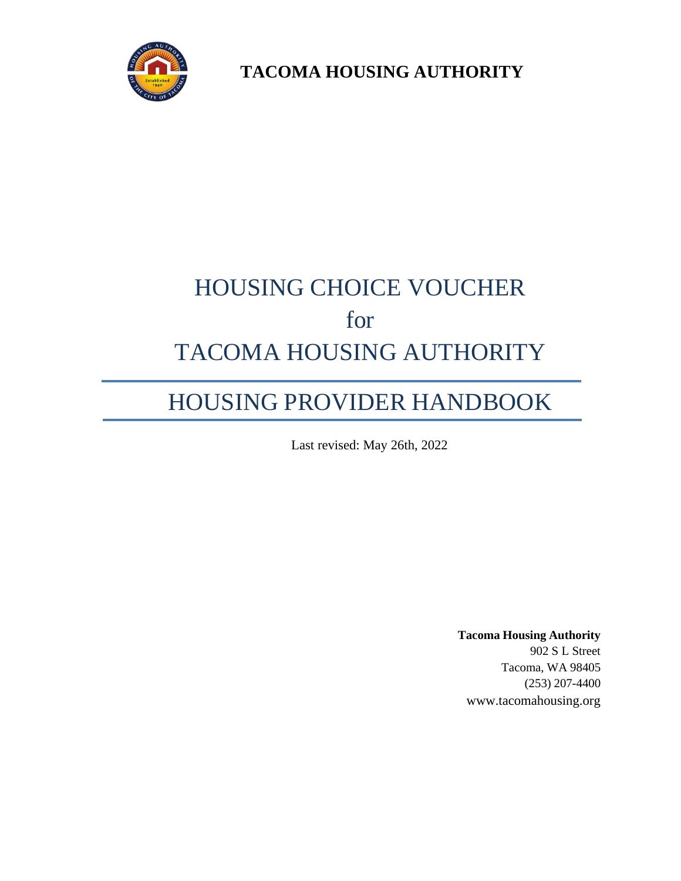**TACOMA HOUSING AUTHORITY**

# HOUSING CHOICE VOUCHER
# for
# TACOMA HOUSING AUTHORITY

# HOUSING PROVIDER HANDBOOK

Last revised: May 26th, 2022

**Tacoma Housing Authority**
902 S L Street
Tacoma, WA 98405
(253) 207-4400
www.tacomahousing.org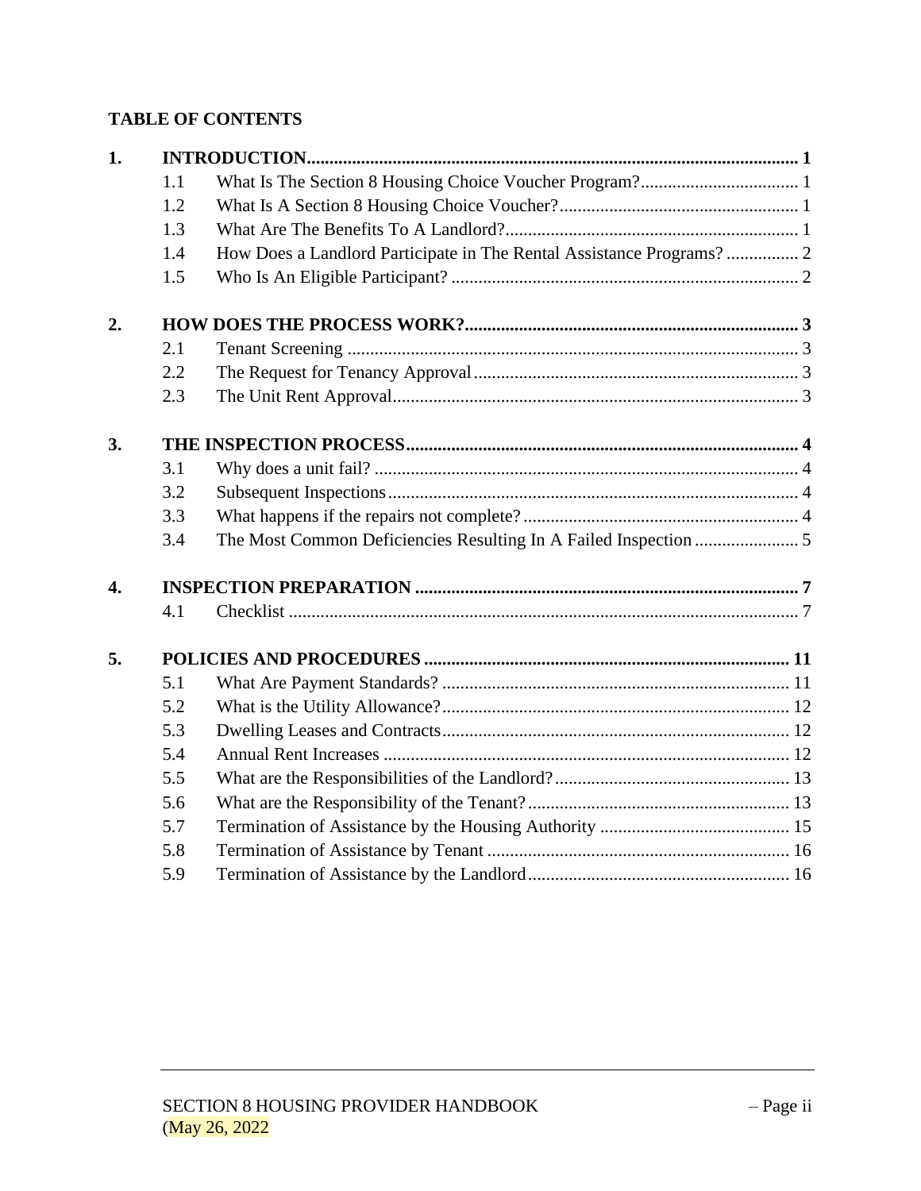**TABLE OF CONTENTS**

| | | | |
|---|---|---|---|
| **1.** | **INTRODUCTION** | | **1** |
| | 1.1 | What Is The Section 8 Housing Choice Voucher Program? | 1 |
| | 1.2 | What Is A Section 8 Housing Choice Voucher? | 1 |
| | 1.3 | What Are The Benefits To A Landlord? | 1 |
| | 1.4 | How Does a Landlord Participate in The Rental Assistance Programs? | 2 |
| | 1.5 | Who Is An Eligible Participant? | 2 |
| **2.** | **HOW DOES THE PROCESS WORK?** | | **3** |
| | 2.1 | Tenant Screening | 3 |
| | 2.2 | The Request for Tenancy Approval | 3 |
| | 2.3 | The Unit Rent Approval | 3 |
| **3.** | **THE INSPECTION PROCESS** | | **4** |
| | 3.1 | Why does a unit fail? | 4 |
| | 3.2 | Subsequent Inspections | 4 |
| | 3.3 | What happens if the repairs not complete? | 4 |
| | 3.4 | The Most Common Deficiencies Resulting In A Failed Inspection | 5 |
| **4.** | **INSPECTION PREPARATION** | | **7** |
| | 4.1 | Checklist | 7 |
| **5.** | **POLICIES AND PROCEDURES** | | **11** |
| | 5.1 | What Are Payment Standards? | 11 |
| | 5.2 | What is the Utility Allowance? | 12 |
| | 5.3 | Dwelling Leases and Contracts | 12 |
| | 5.4 | Annual Rent Increases | 12 |
| | 5.5 | What are the Responsibilities of the Landlord? | 13 |
| | 5.6 | What are the Responsibility of the Tenant? | 13 |
| | 5.7 | Termination of Assistance by the Housing Authority | 15 |
| | 5.8 | Termination of Assistance by Tenant | 16 |
| | 5.9 | Termination of Assistance by the Landlord | 16 |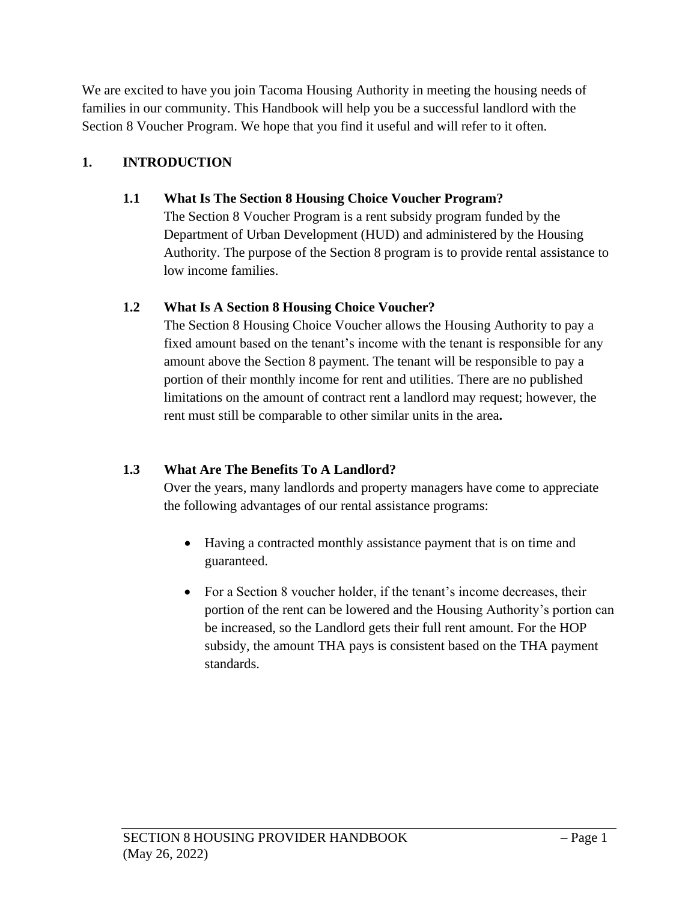We are excited to have you join Tacoma Housing Authority in meeting the housing needs of families in our community. This Handbook will help you be a successful landlord with the Section 8 Voucher Program. We hope that you find it useful and will refer to it often.

# 1. INTRODUCTION

## 1.1 What Is The Section 8 Housing Choice Voucher Program?

The Section 8 Voucher Program is a rent subsidy program funded by the Department of Urban Development (HUD) and administered by the Housing Authority. The purpose of the Section 8 program is to provide rental assistance to low income families.

## 1.2 What Is A Section 8 Housing Choice Voucher?

The Section 8 Housing Choice Voucher allows the Housing Authority to pay a fixed amount based on the tenant's income with the tenant is responsible for any amount above the Section 8 payment. The tenant will be responsible to pay a portion of their monthly income for rent and utilities. There are no published limitations on the amount of contract rent a landlord may request; however, the rent must still be comparable to other similar units in the area.

## 1.3 What Are The Benefits To A Landlord?

Over the years, many landlords and property managers have come to appreciate the following advantages of our rental assistance programs:

- Having a contracted monthly assistance payment that is on time and guaranteed.
- For a Section 8 voucher holder, if the tenant's income decreases, their portion of the rent can be lowered and the Housing Authority's portion can be increased, so the Landlord gets their full rent amount. For the HOP subsidy, the amount THA pays is consistent based on the THA payment standards.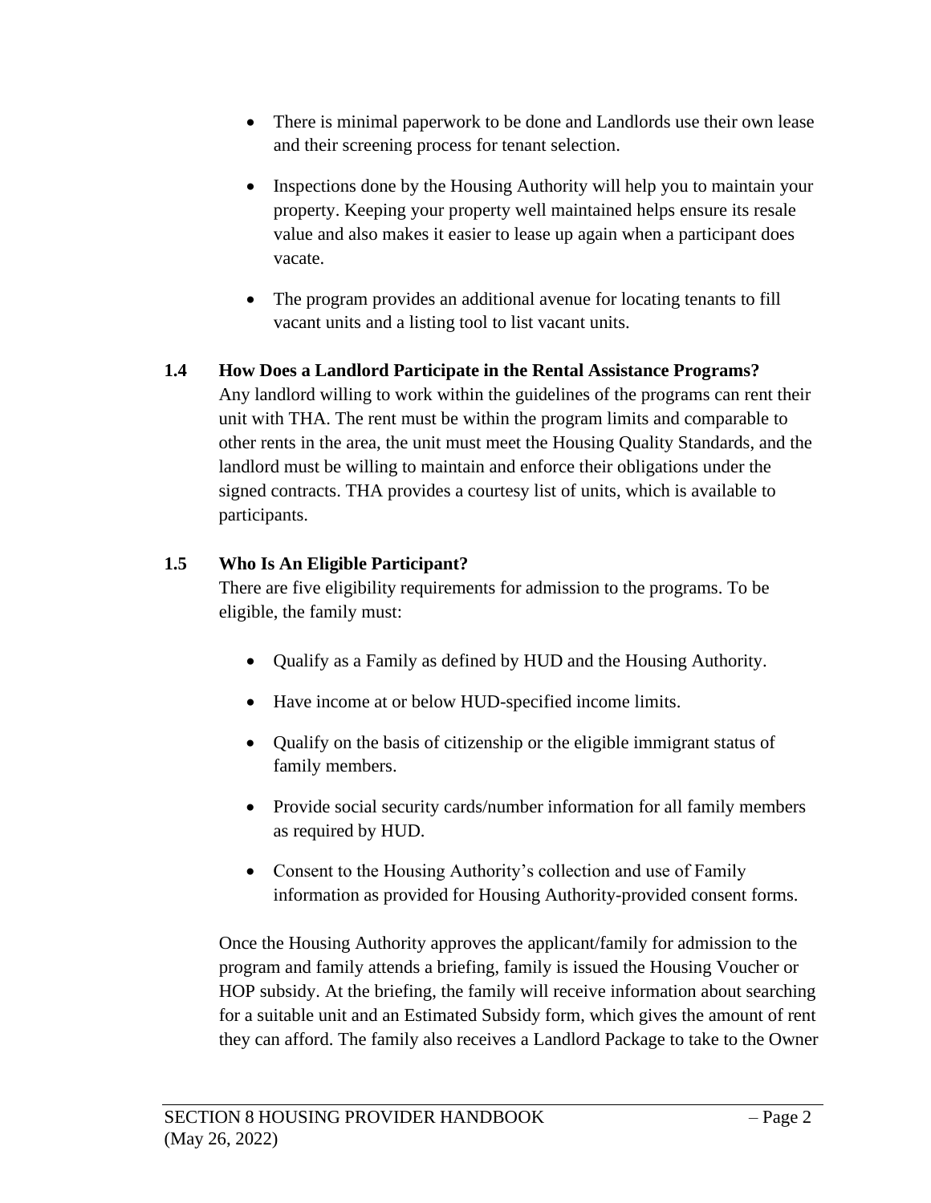- There is minimal paperwork to be done and Landlords use their own lease and their screening process for tenant selection.
- Inspections done by the Housing Authority will help you to maintain your property. Keeping your property well maintained helps ensure its resale value and also makes it easier to lease up again when a participant does vacate.
- The program provides an additional avenue for locating tenants to fill vacant units and a listing tool to list vacant units.

### 1.4 How Does a Landlord Participate in the Rental Assistance Programs?

Any landlord willing to work within the guidelines of the programs can rent their unit with THA. The rent must be within the program limits and comparable to other rents in the area, the unit must meet the Housing Quality Standards, and the landlord must be willing to maintain and enforce their obligations under the signed contracts. THA provides a courtesy list of units, which is available to participants.

### 1.5 Who Is An Eligible Participant?

There are five eligibility requirements for admission to the programs. To be eligible, the family must:

- Qualify as a Family as defined by HUD and the Housing Authority.
- Have income at or below HUD-specified income limits.
- Qualify on the basis of citizenship or the eligible immigrant status of family members.
- Provide social security cards/number information for all family members as required by HUD.
- Consent to the Housing Authority's collection and use of Family information as provided for Housing Authority-provided consent forms.

Once the Housing Authority approves the applicant/family for admission to the program and family attends a briefing, family is issued the Housing Voucher or HOP subsidy. At the briefing, the family will receive information about searching for a suitable unit and an Estimated Subsidy form, which gives the amount of rent they can afford. The family also receives a Landlord Package to take to the Owner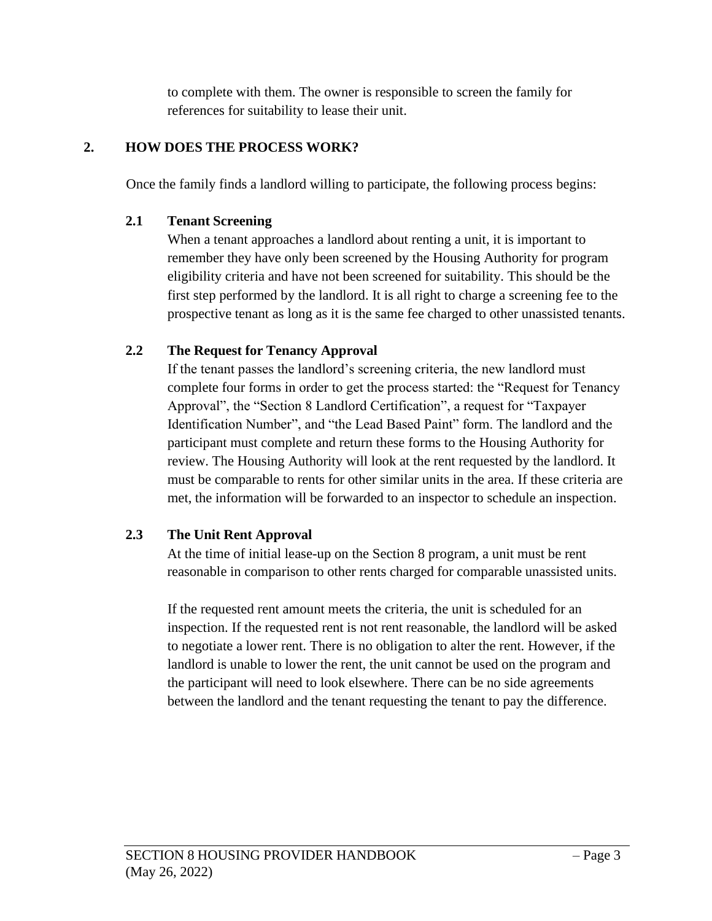to complete with them. The owner is responsible to screen the family for references for suitability to lease their unit.

## 2. HOW DOES THE PROCESS WORK?

Once the family finds a landlord willing to participate, the following process begins:

### 2.1 Tenant Screening

When a tenant approaches a landlord about renting a unit, it is important to remember they have only been screened by the Housing Authority for program eligibility criteria and have not been screened for suitability. This should be the first step performed by the landlord. It is all right to charge a screening fee to the prospective tenant as long as it is the same fee charged to other unassisted tenants.

### 2.2 The Request for Tenancy Approval

If the tenant passes the landlord's screening criteria, the new landlord must complete four forms in order to get the process started: the "Request for Tenancy Approval", the "Section 8 Landlord Certification", a request for "Taxpayer Identification Number", and "the Lead Based Paint" form. The landlord and the participant must complete and return these forms to the Housing Authority for review. The Housing Authority will look at the rent requested by the landlord. It must be comparable to rents for other similar units in the area. If these criteria are met, the information will be forwarded to an inspector to schedule an inspection.

### 2.3 The Unit Rent Approval

At the time of initial lease-up on the Section 8 program, a unit must be rent reasonable in comparison to other rents charged for comparable unassisted units.

If the requested rent amount meets the criteria, the unit is scheduled for an inspection. If the requested rent is not rent reasonable, the landlord will be asked to negotiate a lower rent. There is no obligation to alter the rent. However, if the landlord is unable to lower the rent, the unit cannot be used on the program and the participant will need to look elsewhere. There can be no side agreements between the landlord and the tenant requesting the tenant to pay the difference.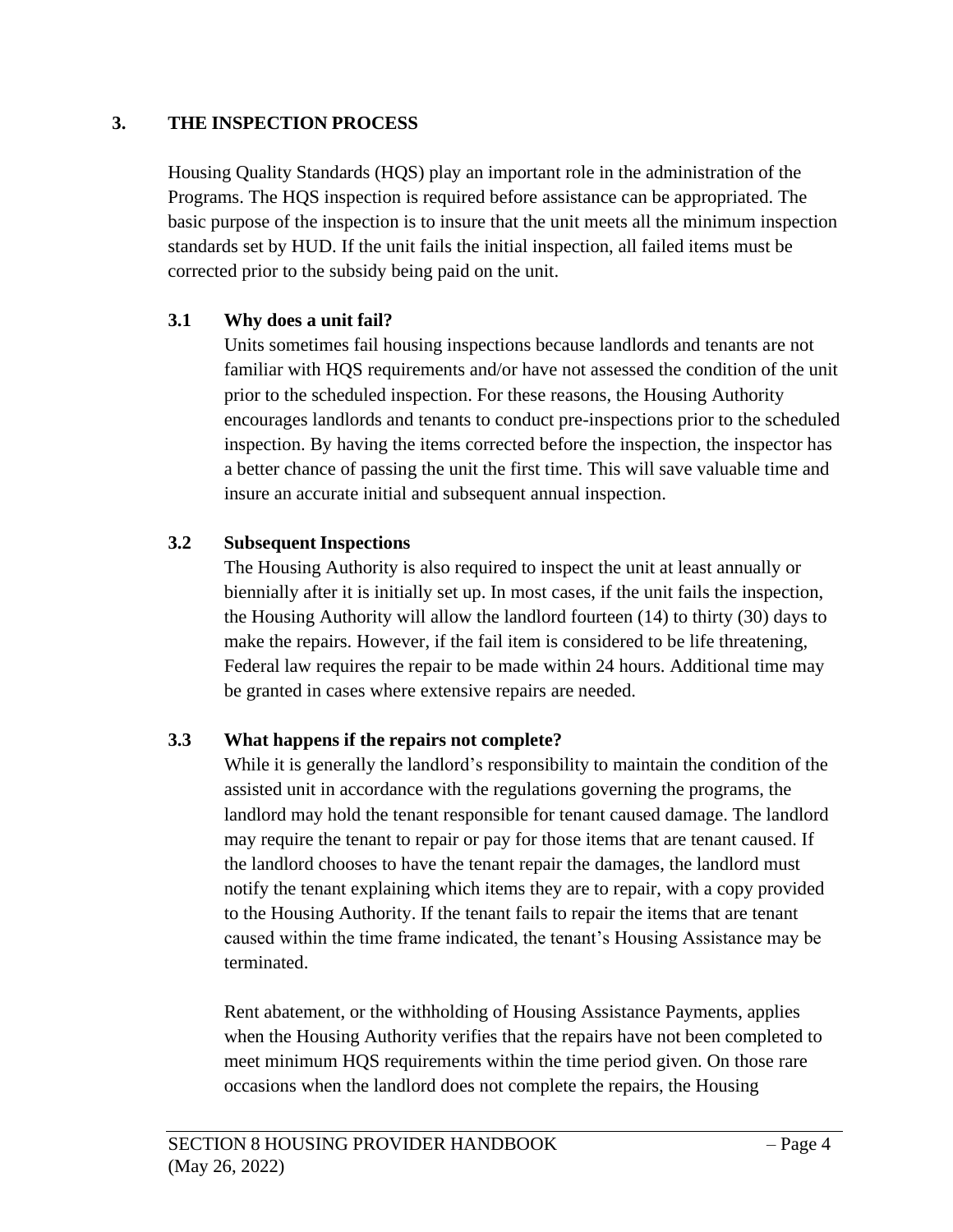## 3. THE INSPECTION PROCESS

Housing Quality Standards (HQS) play an important role in the administration of the Programs. The HQS inspection is required before assistance can be appropriated. The basic purpose of the inspection is to insure that the unit meets all the minimum inspection standards set by HUD. If the unit fails the initial inspection, all failed items must be corrected prior to the subsidy being paid on the unit.

### 3.1 Why does a unit fail?

Units sometimes fail housing inspections because landlords and tenants are not familiar with HQS requirements and/or have not assessed the condition of the unit prior to the scheduled inspection. For these reasons, the Housing Authority encourages landlords and tenants to conduct pre-inspections prior to the scheduled inspection. By having the items corrected before the inspection, the inspector has a better chance of passing the unit the first time. This will save valuable time and insure an accurate initial and subsequent annual inspection.

### 3.2 Subsequent Inspections

The Housing Authority is also required to inspect the unit at least annually or biennially after it is initially set up. In most cases, if the unit fails the inspection, the Housing Authority will allow the landlord fourteen (14) to thirty (30) days to make the repairs. However, if the fail item is considered to be life threatening, Federal law requires the repair to be made within 24 hours. Additional time may be granted in cases where extensive repairs are needed.

### 3.3 What happens if the repairs not complete?

While it is generally the landlord's responsibility to maintain the condition of the assisted unit in accordance with the regulations governing the programs, the landlord may hold the tenant responsible for tenant caused damage. The landlord may require the tenant to repair or pay for those items that are tenant caused. If the landlord chooses to have the tenant repair the damages, the landlord must notify the tenant explaining which items they are to repair, with a copy provided to the Housing Authority. If the tenant fails to repair the items that are tenant caused within the time frame indicated, the tenant's Housing Assistance may be terminated.

Rent abatement, or the withholding of Housing Assistance Payments, applies when the Housing Authority verifies that the repairs have not been completed to meet minimum HQS requirements within the time period given. On those rare occasions when the landlord does not complete the repairs, the Housing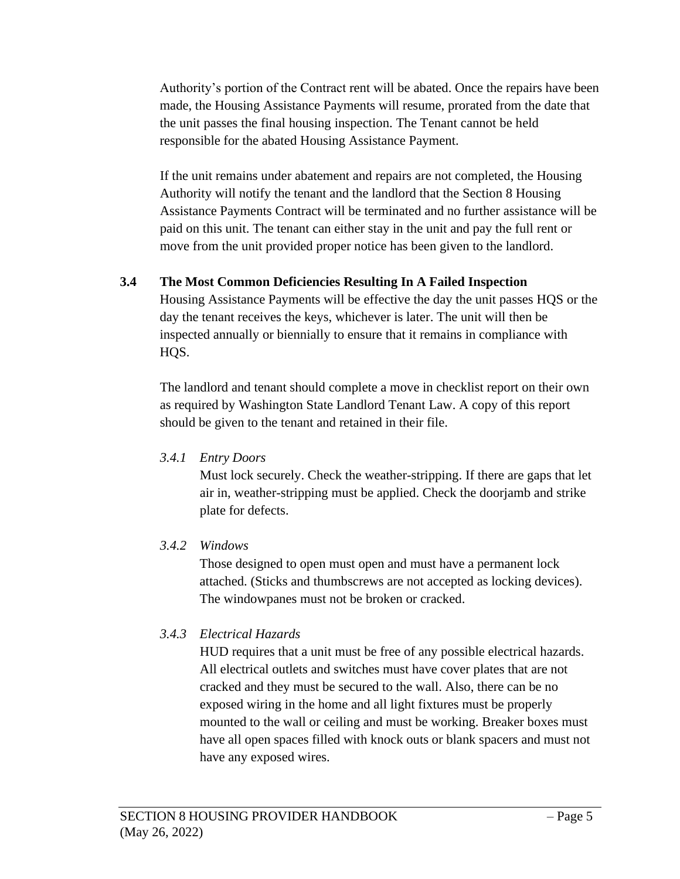Authority's portion of the Contract rent will be abated. Once the repairs have been made, the Housing Assistance Payments will resume, prorated from the date that the unit passes the final housing inspection. The Tenant cannot be held responsible for the abated Housing Assistance Payment.

If the unit remains under abatement and repairs are not completed, the Housing Authority will notify the tenant and the landlord that the Section 8 Housing Assistance Payments Contract will be terminated and no further assistance will be paid on this unit. The tenant can either stay in the unit and pay the full rent or move from the unit provided proper notice has been given to the landlord.

## 3.4 The Most Common Deficiencies Resulting In A Failed Inspection

Housing Assistance Payments will be effective the day the unit passes HQS or the day the tenant receives the keys, whichever is later. The unit will then be inspected annually or biennially to ensure that it remains in compliance with HQS.

The landlord and tenant should complete a move in checklist report on their own as required by Washington State Landlord Tenant Law. A copy of this report should be given to the tenant and retained in their file.

### *3.4.1 Entry Doors*

Must lock securely. Check the weather-stripping. If there are gaps that let air in, weather-stripping must be applied. Check the doorjamb and strike plate for defects.

### *3.4.2 Windows*

Those designed to open must open and must have a permanent lock attached. (Sticks and thumbscrews are not accepted as locking devices). The windowpanes must not be broken or cracked.

### *3.4.3 Electrical Hazards*

HUD requires that a unit must be free of any possible electrical hazards. All electrical outlets and switches must have cover plates that are not cracked and they must be secured to the wall. Also, there can be no exposed wiring in the home and all light fixtures must be properly mounted to the wall or ceiling and must be working. Breaker boxes must have all open spaces filled with knock outs or blank spacers and must not have any exposed wires.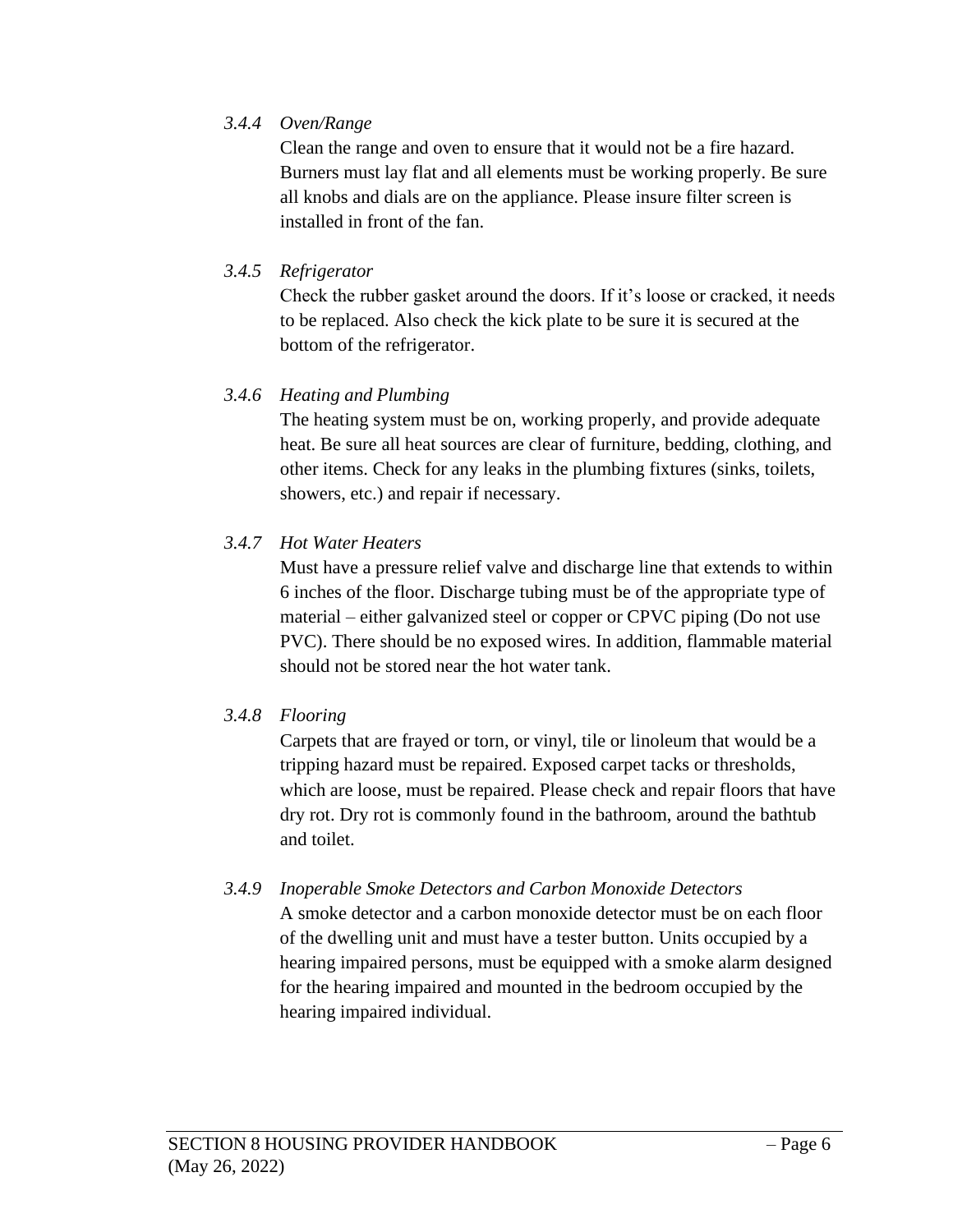#### *3.4.4 Oven/Range*

Clean the range and oven to ensure that it would not be a fire hazard. Burners must lay flat and all elements must be working properly. Be sure all knobs and dials are on the appliance. Please insure filter screen is installed in front of the fan.

#### *3.4.5 Refrigerator*

Check the rubber gasket around the doors. If it's loose or cracked, it needs to be replaced. Also check the kick plate to be sure it is secured at the bottom of the refrigerator.

#### *3.4.6 Heating and Plumbing*

The heating system must be on, working properly, and provide adequate heat. Be sure all heat sources are clear of furniture, bedding, clothing, and other items. Check for any leaks in the plumbing fixtures (sinks, toilets, showers, etc.) and repair if necessary.

#### *3.4.7 Hot Water Heaters*

Must have a pressure relief valve and discharge line that extends to within 6 inches of the floor. Discharge tubing must be of the appropriate type of material – either galvanized steel or copper or CPVC piping (Do not use PVC). There should be no exposed wires. In addition, flammable material should not be stored near the hot water tank.

#### *3.4.8 Flooring*

Carpets that are frayed or torn, or vinyl, tile or linoleum that would be a tripping hazard must be repaired. Exposed carpet tacks or thresholds, which are loose, must be repaired. Please check and repair floors that have dry rot. Dry rot is commonly found in the bathroom, around the bathtub and toilet.

#### *3.4.9 Inoperable Smoke Detectors and Carbon Monoxide Detectors*

A smoke detector and a carbon monoxide detector must be on each floor of the dwelling unit and must have a tester button. Units occupied by a hearing impaired persons, must be equipped with a smoke alarm designed for the hearing impaired and mounted in the bedroom occupied by the hearing impaired individual.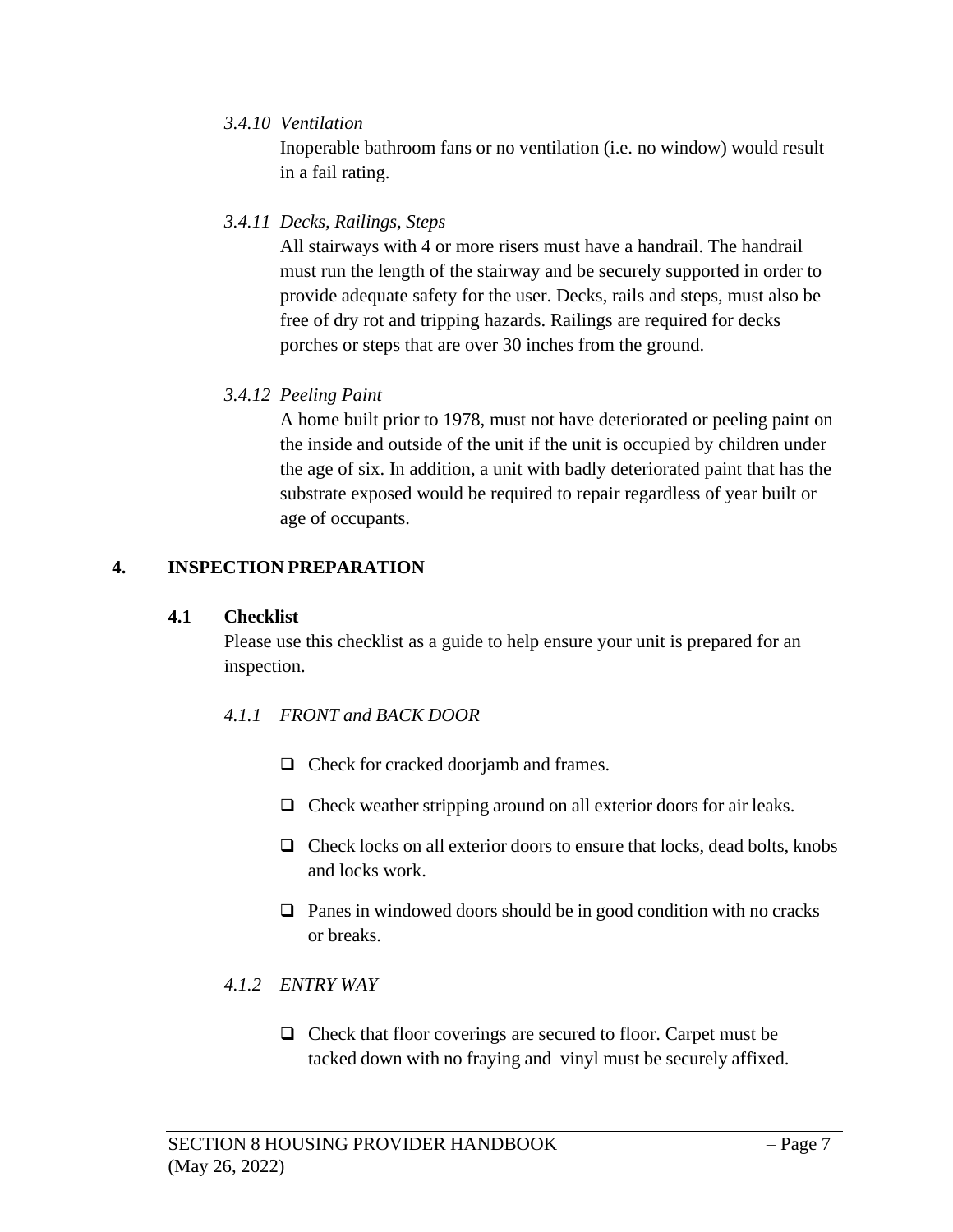*3.4.10 Ventilation*

Inoperable bathroom fans or no ventilation (i.e. no window) would result in a fail rating.

*3.4.11 Decks, Railings, Steps*

All stairways with 4 or more risers must have a handrail. The handrail must run the length of the stairway and be securely supported in order to provide adequate safety for the user. Decks, rails and steps, must also be free of dry rot and tripping hazards. Railings are required for decks porches or steps that are over 30 inches from the ground.

*3.4.12 Peeling Paint*

A home built prior to 1978, must not have deteriorated or peeling paint on the inside and outside of the unit if the unit is occupied by children under the age of six. In addition, a unit with badly deteriorated paint that has the substrate exposed would be required to repair regardless of year built or age of occupants.

## 4. INSPECTION PREPARATION

### 4.1 Checklist

Please use this checklist as a guide to help ensure your unit is prepared for an inspection.

*4.1.1 FRONT and BACK DOOR*

- ❑ Check for cracked doorjamb and frames.
- ❑ Check weather stripping around on all exterior doors for air leaks.
- ❑ Check locks on all exterior doors to ensure that locks, dead bolts, knobs and locks work.
- ❑ Panes in windowed doors should be in good condition with no cracks or breaks.

*4.1.2 ENTRY WAY*

- ❑ Check that floor coverings are secured to floor. Carpet must be tacked down with no fraying and vinyl must be securely affixed.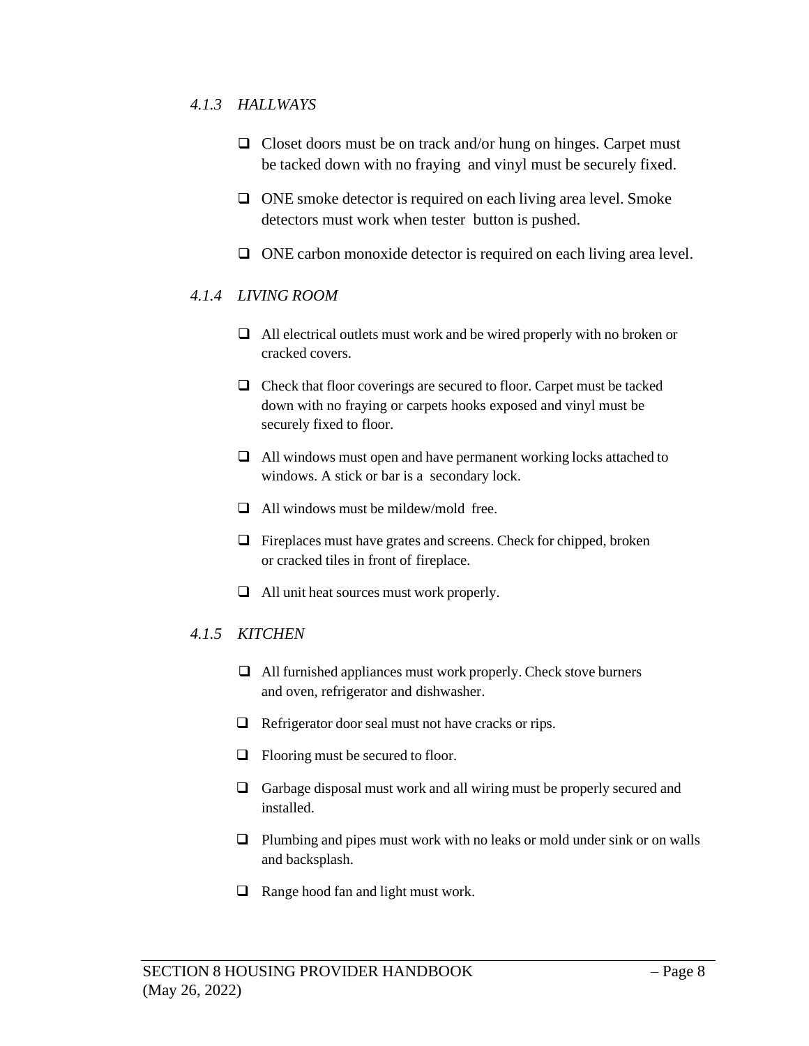### *4.1.3 HALLWAYS*

- ❑ Closet doors must be on track and/or hung on hinges. Carpet must be tacked down with no fraying and vinyl must be securely fixed.
- ❑ ONE smoke detector is required on each living area level. Smoke detectors must work when tester button is pushed.
- ❑ ONE carbon monoxide detector is required on each living area level.

### *4.1.4 LIVING ROOM*

- ❑ All electrical outlets must work and be wired properly with no broken or cracked covers.
- ❑ Check that floor coverings are secured to floor. Carpet must be tacked down with no fraying or carpets hooks exposed and vinyl must be securely fixed to floor.
- ❑ All windows must open and have permanent working locks attached to windows. A stick or bar is a secondary lock.
- ❑ All windows must be mildew/mold free.
- ❑ Fireplaces must have grates and screens. Check for chipped, broken or cracked tiles in front of fireplace.
- ❑ All unit heat sources must work properly.

### *4.1.5 KITCHEN*

- ❑ All furnished appliances must work properly. Check stove burners and oven, refrigerator and dishwasher.
- ❑ Refrigerator door seal must not have cracks or rips.
- ❑ Flooring must be secured to floor.
- ❑ Garbage disposal must work and all wiring must be properly secured and installed.
- ❑ Plumbing and pipes must work with no leaks or mold under sink or on walls and backsplash.
- ❑ Range hood fan and light must work.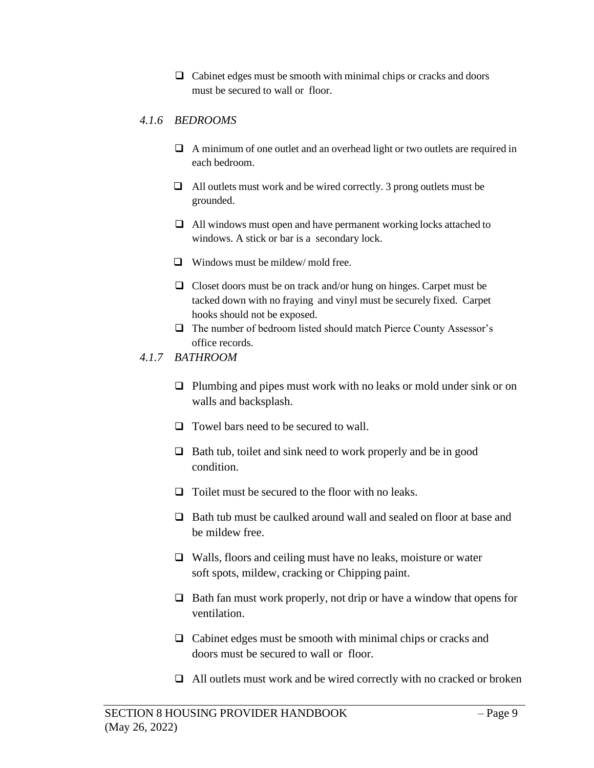- Cabinet edges must be smooth with minimal chips or cracks and doors must be secured to wall or floor.

### *4.1.6 BEDROOMS*

- A minimum of one outlet and an overhead light or two outlets are required in each bedroom.
- All outlets must work and be wired correctly. 3 prong outlets must be grounded.
- All windows must open and have permanent working locks attached to windows. A stick or bar is a secondary lock.
- Windows must be mildew/ mold free.
- Closet doors must be on track and/or hung on hinges. Carpet must be tacked down with no fraying and vinyl must be securely fixed. Carpet hooks should not be exposed.
- The number of bedroom listed should match Pierce County Assessor's office records.

### *4.1.7 BATHROOM*

- Plumbing and pipes must work with no leaks or mold under sink or on walls and backsplash.
- Towel bars need to be secured to wall.
- Bath tub, toilet and sink need to work properly and be in good condition.
- Toilet must be secured to the floor with no leaks.
- Bath tub must be caulked around wall and sealed on floor at base and be mildew free.
- Walls, floors and ceiling must have no leaks, moisture or water soft spots, mildew, cracking or Chipping paint.
- Bath fan must work properly, not drip or have a window that opens for ventilation.
- Cabinet edges must be smooth with minimal chips or cracks and doors must be secured to wall or floor.
- All outlets must work and be wired correctly with no cracked or broken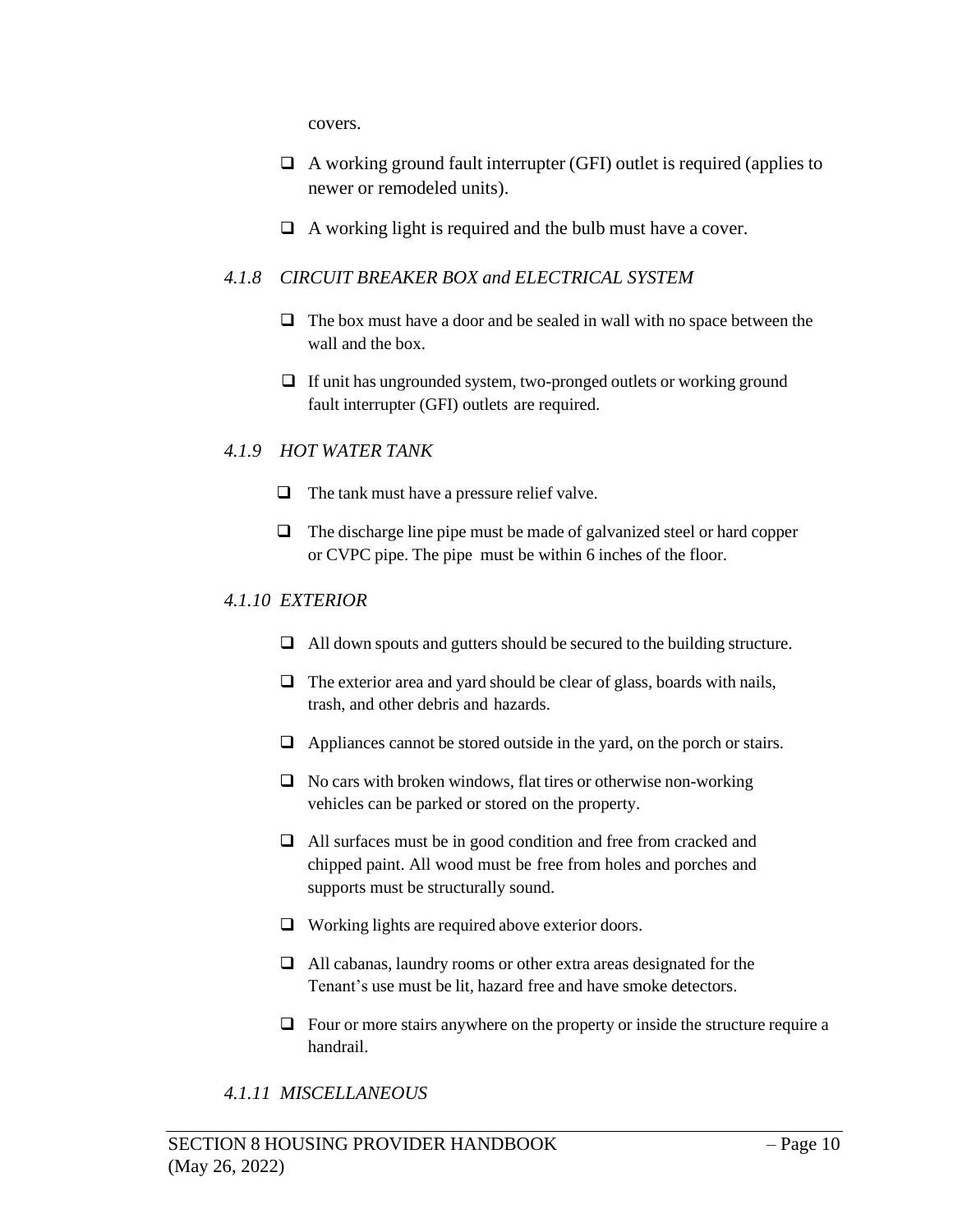covers.

- ❑ A working ground fault interrupter (GFI) outlet is required (applies to newer or remodeled units).
- ❑ A working light is required and the bulb must have a cover.

### *4.1.8 CIRCUIT BREAKER BOX and ELECTRICAL SYSTEM*

- ❑ The box must have a door and be sealed in wall with no space between the wall and the box.
- ❑ If unit has ungrounded system, two-pronged outlets or working ground fault interrupter (GFI) outlets are required.

### *4.1.9 HOT WATER TANK*

- ❑ The tank must have a pressure relief valve.
- ❑ The discharge line pipe must be made of galvanized steel or hard copper or CVPC pipe. The pipe must be within 6 inches of the floor.

### *4.1.10 EXTERIOR*

- ❑ All down spouts and gutters should be secured to the building structure.
- ❑ The exterior area and yard should be clear of glass, boards with nails, trash, and other debris and hazards.
- ❑ Appliances cannot be stored outside in the yard, on the porch or stairs.
- ❑ No cars with broken windows, flat tires or otherwise non-working vehicles can be parked or stored on the property.
- ❑ All surfaces must be in good condition and free from cracked and chipped paint. All wood must be free from holes and porches and supports must be structurally sound.
- ❑ Working lights are required above exterior doors.
- ❑ All cabanas, laundry rooms or other extra areas designated for the Tenant's use must be lit, hazard free and have smoke detectors.
- ❑ Four or more stairs anywhere on the property or inside the structure require a handrail.

### *4.1.11 MISCELLANEOUS*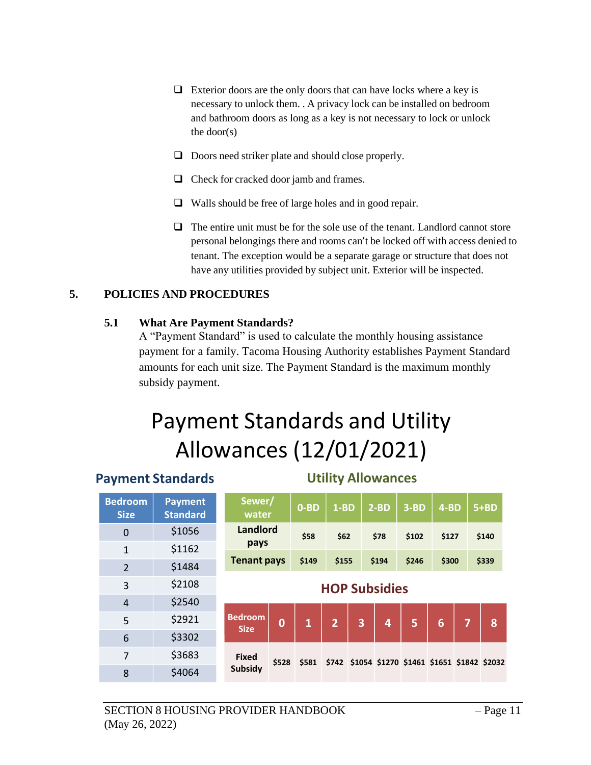- ❑ Exterior doors are the only doors that can have locks where a key is necessary to unlock them. . A privacy lock can be installed on bedroom and bathroom doors as long as a key is not necessary to lock or unlock the door(s)
- ❑ Doors need striker plate and should close properly.
- ❑ Check for cracked door jamb and frames.
- ❑ Walls should be free of large holes and in good repair.
- ❑ The entire unit must be for the sole use of the tenant. Landlord cannot store personal belongings there and rooms can't be locked off with access denied to tenant. The exception would be a separate garage or structure that does not have any utilities provided by subject unit. Exterior will be inspected.

## 5. POLICIES AND PROCEDURES

### 5.1 What Are Payment Standards?

A "Payment Standard" is used to calculate the monthly housing assistance payment for a family. Tacoma Housing Authority establishes Payment Standard amounts for each unit size. The Payment Standard is the maximum monthly subsidy payment.

# Payment Standards and Utility Allowances (12/01/2021)

### Payment Standards

| Bedroom Size | Payment Standard |
|---|---|
| 0 | $1056 |
| 1 | $1162 |
| 2 | $1484 |
| 3 | $2108 |
| 4 | $2540 |
| 5 | $2921 |
| 6 | $3302 |
| 7 | $3683 |
| 8 | $4064 |

### Utility Allowances

| Sewer/ water | 0-BD | 1-BD | 2-BD | 3-BD | 4-BD | 5+BD |
|---|---|---|---|---|---|---|
| Landlord pays | $58 | $62 | $78 | $102 | $127 | $140 |
| Tenant pays | $149 | $155 | $194 | $246 | $300 | $339 |

### HOP Subsidies

| Bedroom Size | 0 | 1 | 2 | 3 | 4 | 5 | 6 | 7 | 8 |
|---|---|---|---|---|---|---|---|---|---|
| Fixed Subsidy | $528 | $581 | $742 | $1054 | $1270 | $1461 | $1651 | $1842 | $2032 |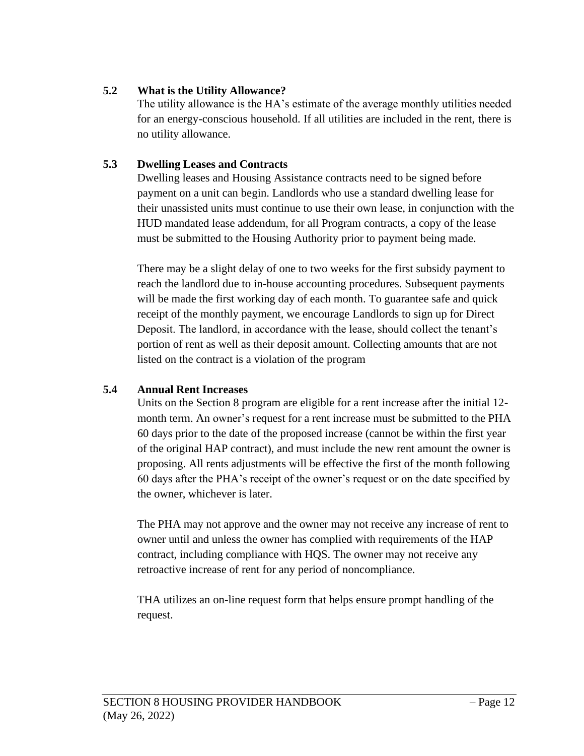### 5.2 What is the Utility Allowance?

The utility allowance is the HA's estimate of the average monthly utilities needed for an energy-conscious household. If all utilities are included in the rent, there is no utility allowance.

### 5.3 Dwelling Leases and Contracts

Dwelling leases and Housing Assistance contracts need to be signed before payment on a unit can begin. Landlords who use a standard dwelling lease for their unassisted units must continue to use their own lease, in conjunction with the HUD mandated lease addendum, for all Program contracts, a copy of the lease must be submitted to the Housing Authority prior to payment being made.

There may be a slight delay of one to two weeks for the first subsidy payment to reach the landlord due to in-house accounting procedures. Subsequent payments will be made the first working day of each month. To guarantee safe and quick receipt of the monthly payment, we encourage Landlords to sign up for Direct Deposit. The landlord, in accordance with the lease, should collect the tenant's portion of rent as well as their deposit amount. Collecting amounts that are not listed on the contract is a violation of the program

### 5.4 Annual Rent Increases

Units on the Section 8 program are eligible for a rent increase after the initial 12-month term. An owner's request for a rent increase must be submitted to the PHA 60 days prior to the date of the proposed increase (cannot be within the first year of the original HAP contract), and must include the new rent amount the owner is proposing. All rents adjustments will be effective the first of the month following 60 days after the PHA's receipt of the owner's request or on the date specified by the owner, whichever is later.

The PHA may not approve and the owner may not receive any increase of rent to owner until and unless the owner has complied with requirements of the HAP contract, including compliance with HQS. The owner may not receive any retroactive increase of rent for any period of noncompliance.

THA utilizes an on-line request form that helps ensure prompt handling of the request.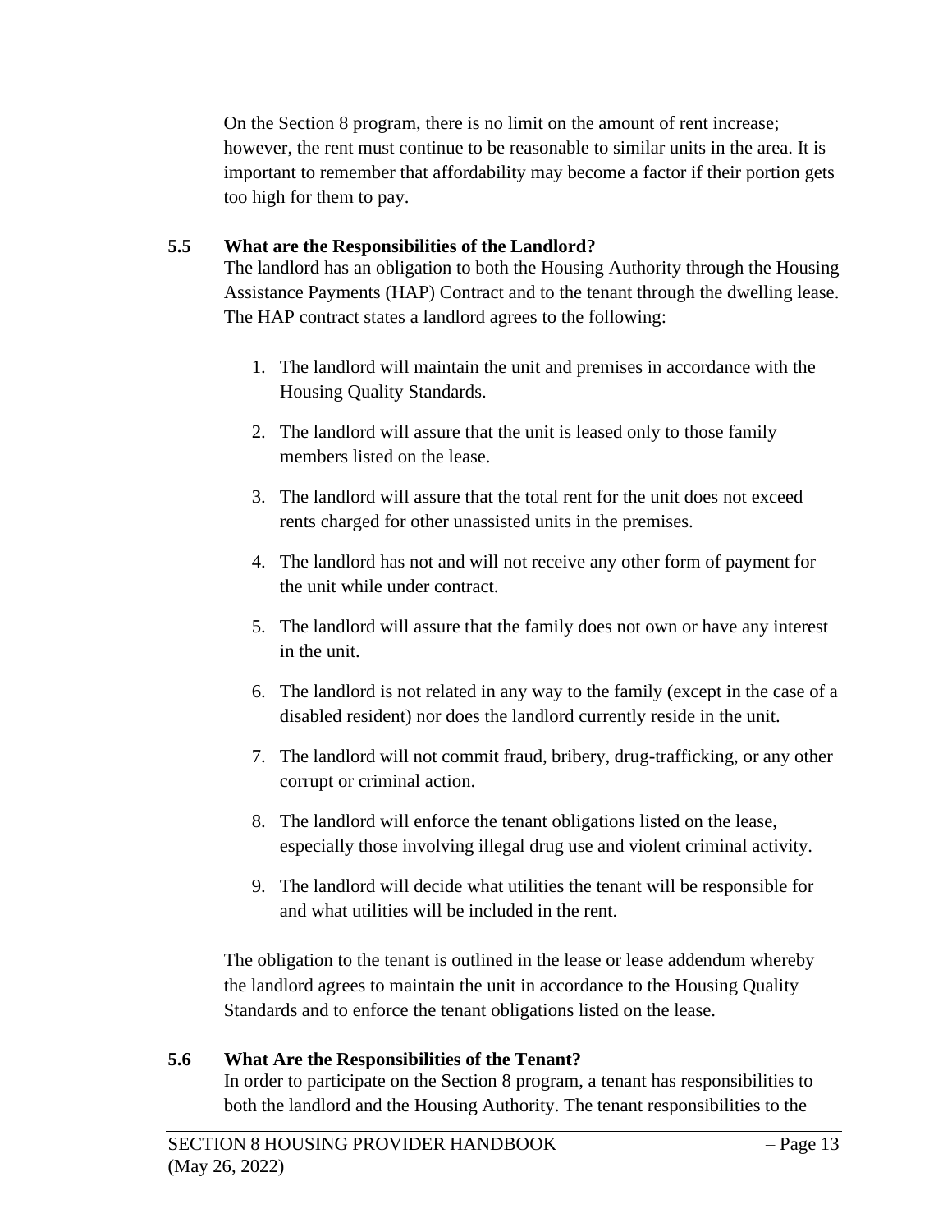On the Section 8 program, there is no limit on the amount of rent increase; however, the rent must continue to be reasonable to similar units in the area. It is important to remember that affordability may become a factor if their portion gets too high for them to pay.

### 5.5 What are the Responsibilities of the Landlord?

The landlord has an obligation to both the Housing Authority through the Housing Assistance Payments (HAP) Contract and to the tenant through the dwelling lease. The HAP contract states a landlord agrees to the following:

1. The landlord will maintain the unit and premises in accordance with the Housing Quality Standards.

2. The landlord will assure that the unit is leased only to those family members listed on the lease.

3. The landlord will assure that the total rent for the unit does not exceed rents charged for other unassisted units in the premises.

4. The landlord has not and will not receive any other form of payment for the unit while under contract.

5. The landlord will assure that the family does not own or have any interest in the unit.

6. The landlord is not related in any way to the family (except in the case of a disabled resident) nor does the landlord currently reside in the unit.

7. The landlord will not commit fraud, bribery, drug-trafficking, or any other corrupt or criminal action.

8. The landlord will enforce the tenant obligations listed on the lease, especially those involving illegal drug use and violent criminal activity.

9. The landlord will decide what utilities the tenant will be responsible for and what utilities will be included in the rent.

The obligation to the tenant is outlined in the lease or lease addendum whereby the landlord agrees to maintain the unit in accordance to the Housing Quality Standards and to enforce the tenant obligations listed on the lease.

### 5.6 What Are the Responsibilities of the Tenant?

In order to participate on the Section 8 program, a tenant has responsibilities to both the landlord and the Housing Authority. The tenant responsibilities to the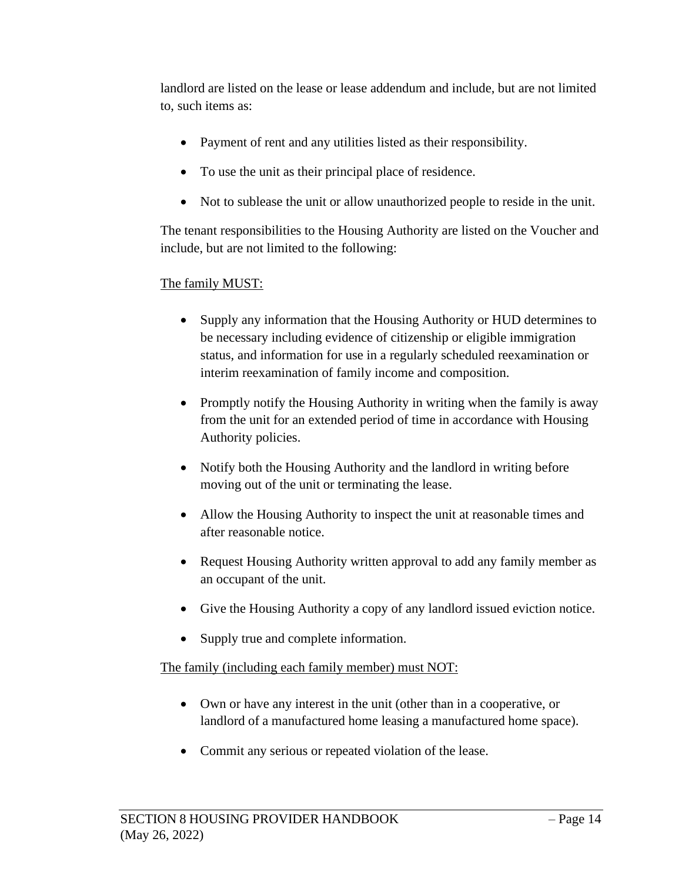landlord are listed on the lease or lease addendum and include, but are not limited to, such items as:

- Payment of rent and any utilities listed as their responsibility.
- To use the unit as their principal place of residence.
- Not to sublease the unit or allow unauthorized people to reside in the unit.

The tenant responsibilities to the Housing Authority are listed on the Voucher and include, but are not limited to the following:

<u>The family MUST:</u>

- Supply any information that the Housing Authority or HUD determines to be necessary including evidence of citizenship or eligible immigration status, and information for use in a regularly scheduled reexamination or interim reexamination of family income and composition.
- Promptly notify the Housing Authority in writing when the family is away from the unit for an extended period of time in accordance with Housing Authority policies.
- Notify both the Housing Authority and the landlord in writing before moving out of the unit or terminating the lease.
- Allow the Housing Authority to inspect the unit at reasonable times and after reasonable notice.
- Request Housing Authority written approval to add any family member as an occupant of the unit.
- Give the Housing Authority a copy of any landlord issued eviction notice.
- Supply true and complete information.

<u>The family (including each family member) must NOT:</u>

- Own or have any interest in the unit (other than in a cooperative, or landlord of a manufactured home leasing a manufactured home space).
- Commit any serious or repeated violation of the lease.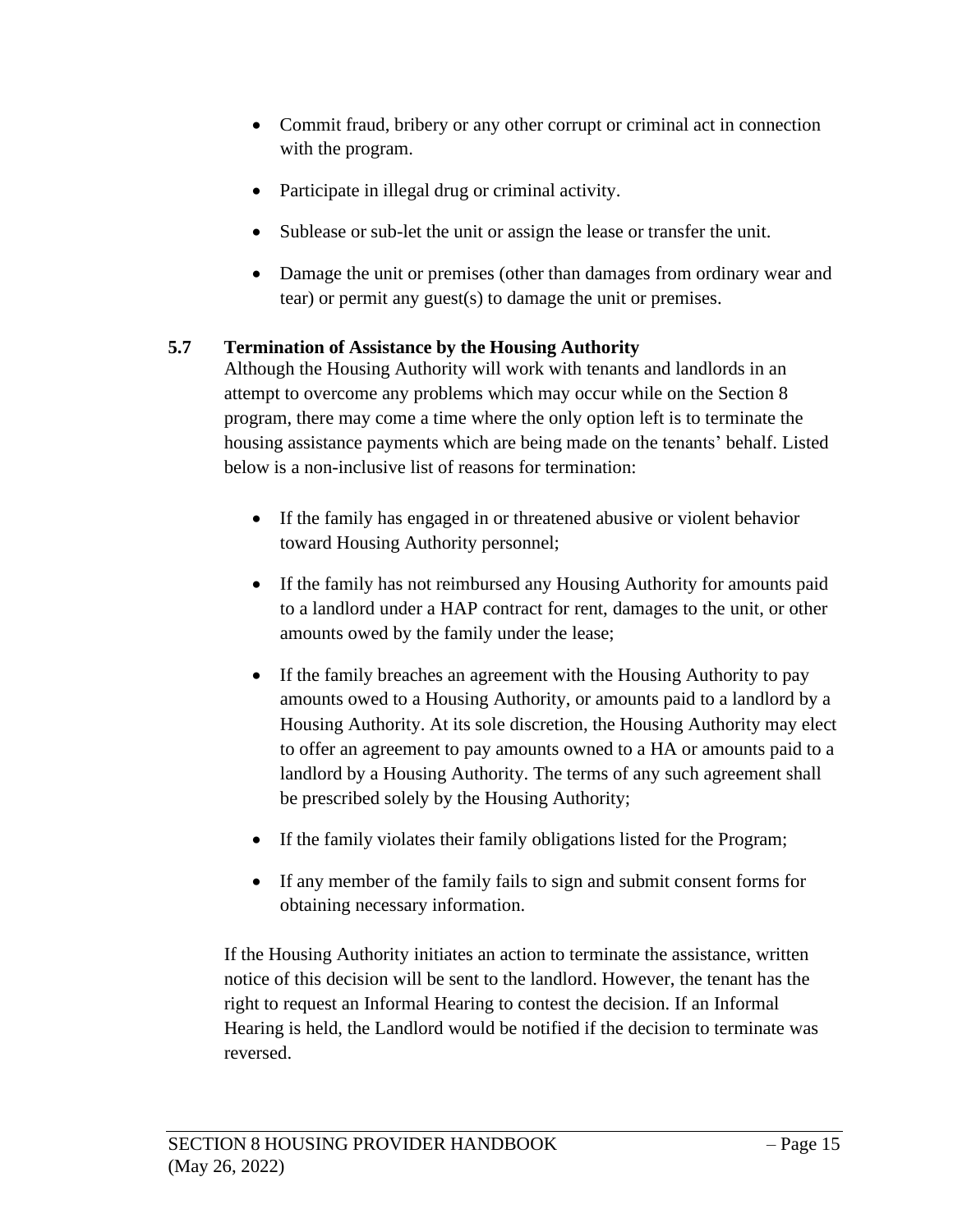- Commit fraud, bribery or any other corrupt or criminal act in connection with the program.
- Participate in illegal drug or criminal activity.
- Sublease or sub-let the unit or assign the lease or transfer the unit.
- Damage the unit or premises (other than damages from ordinary wear and tear) or permit any guest(s) to damage the unit or premises.

### 5.7 Termination of Assistance by the Housing Authority

Although the Housing Authority will work with tenants and landlords in an attempt to overcome any problems which may occur while on the Section 8 program, there may come a time where the only option left is to terminate the housing assistance payments which are being made on the tenants' behalf. Listed below is a non-inclusive list of reasons for termination:

- If the family has engaged in or threatened abusive or violent behavior toward Housing Authority personnel;
- If the family has not reimbursed any Housing Authority for amounts paid to a landlord under a HAP contract for rent, damages to the unit, or other amounts owed by the family under the lease;
- If the family breaches an agreement with the Housing Authority to pay amounts owed to a Housing Authority, or amounts paid to a landlord by a Housing Authority. At its sole discretion, the Housing Authority may elect to offer an agreement to pay amounts owned to a HA or amounts paid to a landlord by a Housing Authority. The terms of any such agreement shall be prescribed solely by the Housing Authority;
- If the family violates their family obligations listed for the Program;
- If any member of the family fails to sign and submit consent forms for obtaining necessary information.

If the Housing Authority initiates an action to terminate the assistance, written notice of this decision will be sent to the landlord. However, the tenant has the right to request an Informal Hearing to contest the decision. If an Informal Hearing is held, the Landlord would be notified if the decision to terminate was reversed.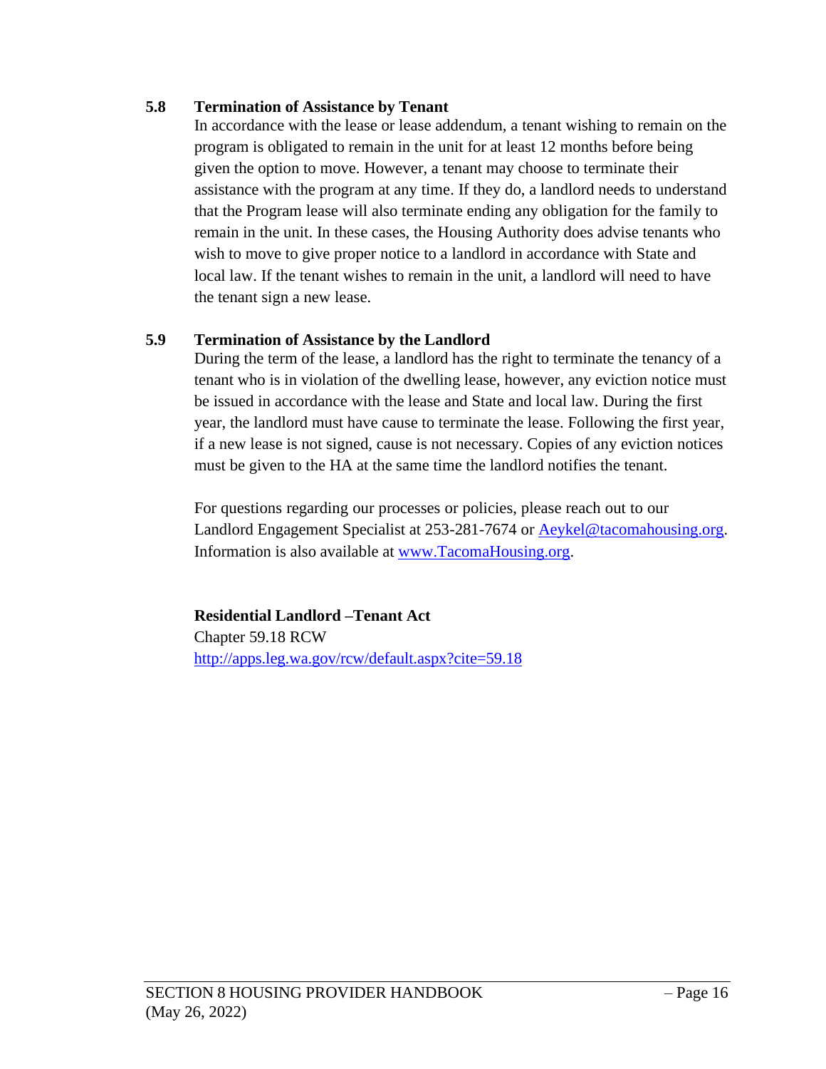### 5.8 Termination of Assistance by Tenant

In accordance with the lease or lease addendum, a tenant wishing to remain on the program is obligated to remain in the unit for at least 12 months before being given the option to move. However, a tenant may choose to terminate their assistance with the program at any time. If they do, a landlord needs to understand that the Program lease will also terminate ending any obligation for the family to remain in the unit. In these cases, the Housing Authority does advise tenants who wish to move to give proper notice to a landlord in accordance with State and local law. If the tenant wishes to remain in the unit, a landlord will need to have the tenant sign a new lease.

### 5.9 Termination of Assistance by the Landlord

During the term of the lease, a landlord has the right to terminate the tenancy of a tenant who is in violation of the dwelling lease, however, any eviction notice must be issued in accordance with the lease and State and local law. During the first year, the landlord must have cause to terminate the lease. Following the first year, if a new lease is not signed, cause is not necessary. Copies of any eviction notices must be given to the HA at the same time the landlord notifies the tenant.

For questions regarding our processes or policies, please reach out to our Landlord Engagement Specialist at 253-281-7674 or [Aeykel@tacomahousing.org](mailto:Aeykel@tacomahousing.org). Information is also available at [www.TacomaHousing.org](http://www.TacomaHousing.org).

**Residential Landlord –Tenant Act**
Chapter 59.18 RCW
[http://apps.leg.wa.gov/rcw/default.aspx?cite=59.18](http://apps.leg.wa.gov/rcw/default.aspx?cite=59.18)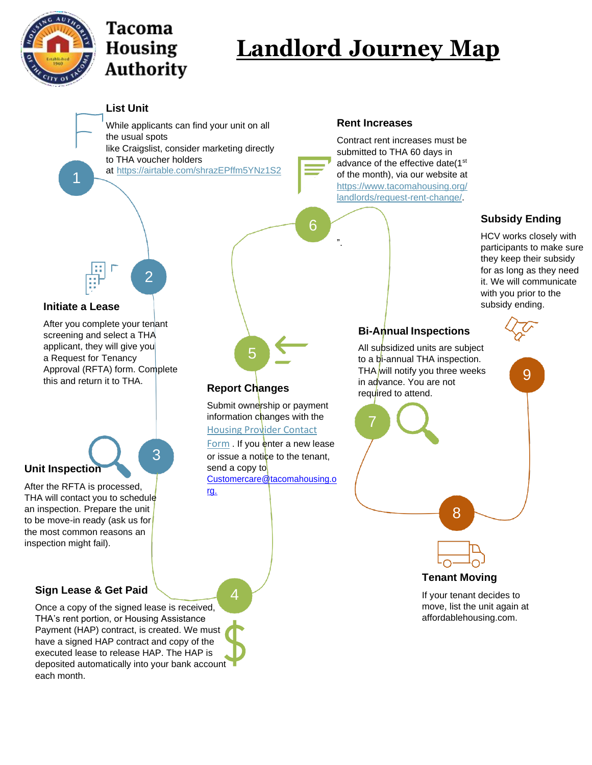Tacoma Housing Authority

# Landlord Journey Map

## 1 List Unit

While applicants can find your unit on all the usual spots like Craigslist, consider marketing directly to THA voucher holders at https://airtable.com/shrazEPffm5YNz1S2

## 2 Initiate a Lease

After you complete your tenant screening and select a THA applicant, they will give you a Request for Tenancy Approval (RFTA) form. Complete this and return it to THA.

## 3 Unit Inspection

After the RFTA is processed, THA will contact you to schedule an inspection. Prepare the unit to be move-in ready (ask us for the most common reasons an inspection might fail).

## 4 Sign Lease & Get Paid

Once a copy of the signed lease is received, THA's rent portion, or Housing Assistance Payment (HAP) contract, is created. We must have a signed HAP contract and copy of the executed lease to release HAP. The HAP is deposited automatically into your bank account each month.

## 5 Report Changes

Submit ownership or payment information changes with the Housing Provider Contact Form . If you enter a new lease or issue a notice to the tenant, send a copy to Customercare@tacomahousing.org.

## 6 Rent Increases

Contract rent increases must be submitted to THA 60 days in advance of the effective date(1st of the month), via our website at https://www.tacomahousing.org/landlords/request-rent-change/.

## 7 Bi-Annual Inspections

All subsidized units are subject to a bi-annual THA inspection. THA will notify you three weeks in advance. You are not required to attend.

## 8 Tenant Moving

If your tenant decides to move, list the unit again at affordablehousing.com.

## 9 Subsidy Ending

HCV works closely with participants to make sure they keep their subsidy for as long as they need it. We will communicate with you prior to the subsidy ending.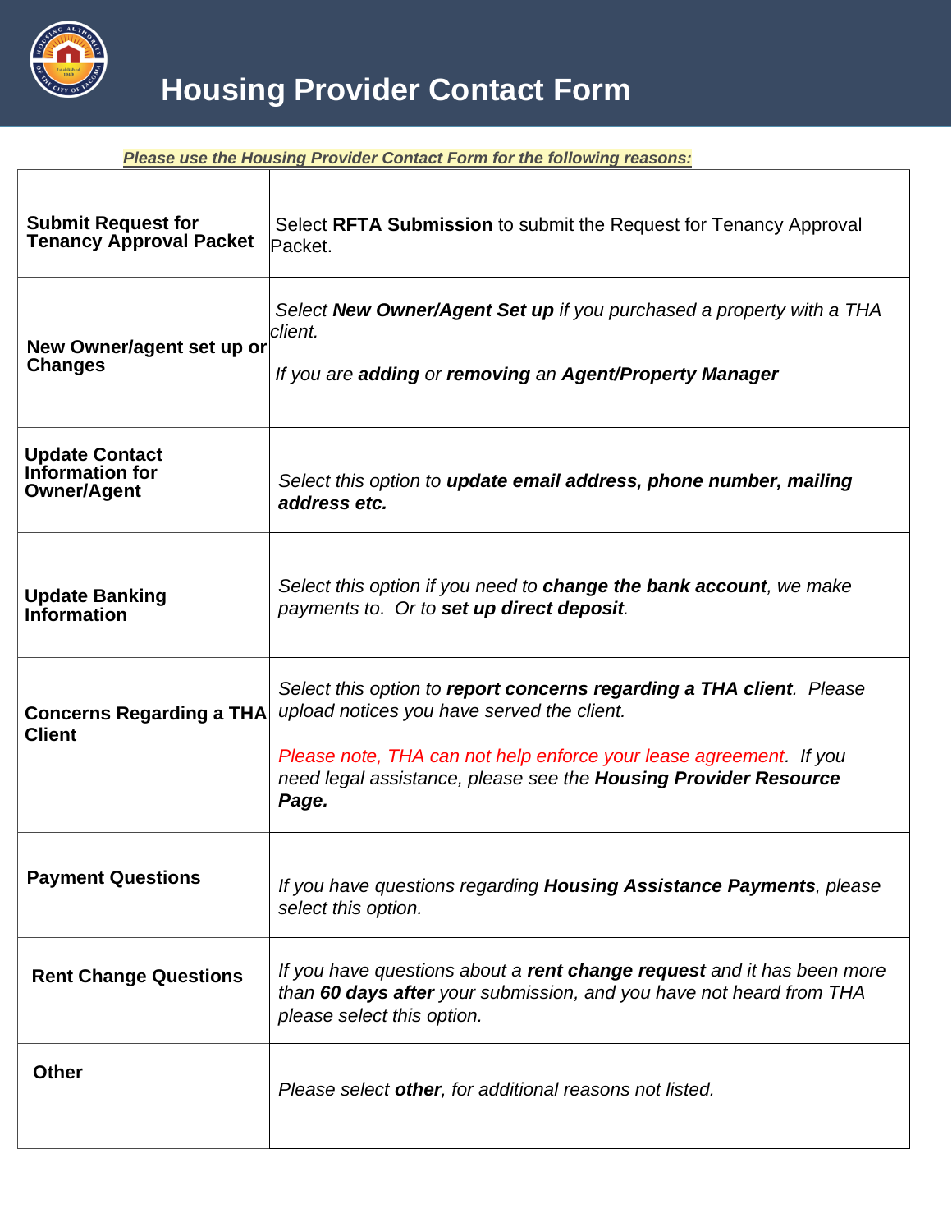# Housing Provider Contact Form

***Please use the Housing Provider Contact Form for the following reasons:***

| | |
|---|---|
| **Submit Request for Tenancy Approval Packet** | Select **RFTA Submission** to submit the Request for Tenancy Approval Packet. |
| **New Owner/agent set up or Changes** | *Select **New Owner/Agent Set up** if you purchased a property with a THA client.*<br><br>*If you are **adding** or **removing** an **Agent/Property Manager*** |
| **Update Contact Information for Owner/Agent** | *Select this option to **update email address, phone number, mailing address etc.*** |
| **Update Banking Information** | *Select this option if you need to **change the bank account**, we make payments to. Or to **set up direct deposit**.* |
| **Concerns Regarding a THA Client** | *Select this option to **report concerns regarding a THA client**. Please upload notices you have served the client.*<br><br>*Please note, THA can not help enforce your lease agreement. If you need legal assistance, please see the **Housing Provider Resource Page.*** |
| **Payment Questions** | *If you have questions regarding **Housing Assistance Payments**, please select this option.* |
| **Rent Change Questions** | *If you have questions about a **rent change request** and it has been more than **60 days after** your submission, and you have not heard from THA please select this option.* |
| **Other** | *Please select **other**, for additional reasons not listed.* |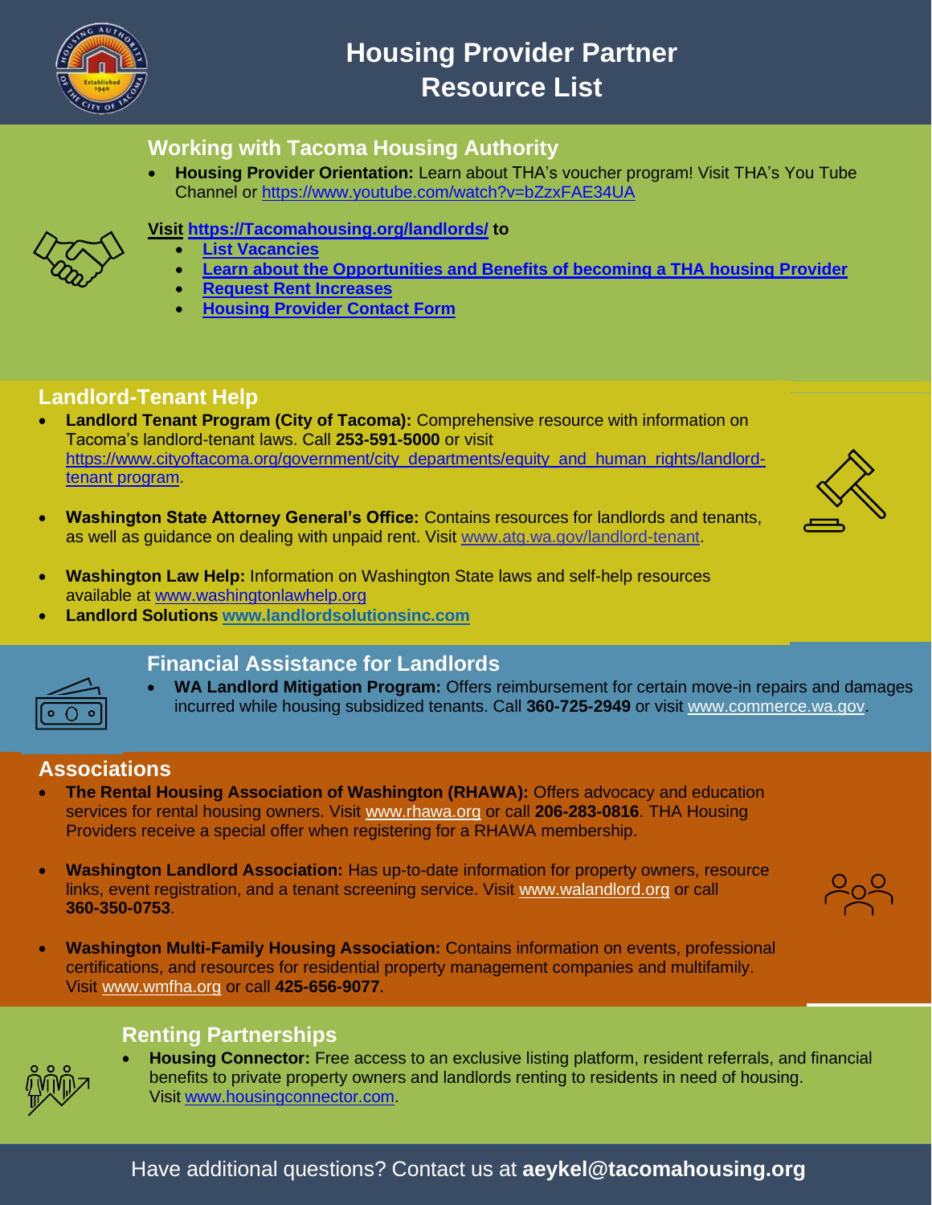# Housing Provider Partner Resource List

## Working with Tacoma Housing Authority

- **Housing Provider Orientation:** Learn about THA's voucher program! Visit THA's You Tube Channel or https://www.youtube.com/watch?v=bZzxFAE34UA

**Visit https://Tacomahousing.org/landlords/ to**

- **List Vacancies**
- **Learn about the Opportunities and Benefits of becoming a THA housing Provider**
- **Request Rent Increases**
- **Housing Provider Contact Form**

## Landlord-Tenant Help

- **Landlord Tenant Program (City of Tacoma):** Comprehensive resource with information on Tacoma's landlord-tenant laws. Call **253-591-5000** or visit https://www.cityoftacoma.org/government/city_departments/equity_and_human_rights/landlord-tenant program.
- **Washington State Attorney General's Office:** Contains resources for landlords and tenants, as well as guidance on dealing with unpaid rent. Visit www.atg.wa.gov/landlord-tenant.
- **Washington Law Help:** Information on Washington State laws and self-help resources available at www.washingtonlawhelp.org
- **Landlord Solutions www.landlordsolutionsinc.com**

## Financial Assistance for Landlords

- **WA Landlord Mitigation Program:** Offers reimbursement for certain move-in repairs and damages incurred while housing subsidized tenants. Call **360-725-2949** or visit www.commerce.wa.gov.

## Associations

- **The Rental Housing Association of Washington (RHAWA):** Offers advocacy and education services for rental housing owners. Visit www.rhawa.org or call **206-283-0816**. THA Housing Providers receive a special offer when registering for a RHAWA membership.
- **Washington Landlord Association:** Has up-to-date information for property owners, resource links, event registration, and a tenant screening service. Visit www.walandlord.org or call **360-350-0753**.
- **Washington Multi-Family Housing Association:** Contains information on events, professional certifications, and resources for residential property management companies and multifamily. Visit www.wmfha.org or call **425-656-9077**.

## Renting Partnerships

- **Housing Connector:** Free access to an exclusive listing platform, resident referrals, and financial benefits to private property owners and landlords renting to residents in need of housing. Visit www.housingconnector.com.

Have additional questions? Contact us at **aeykel@tacomahousing.org**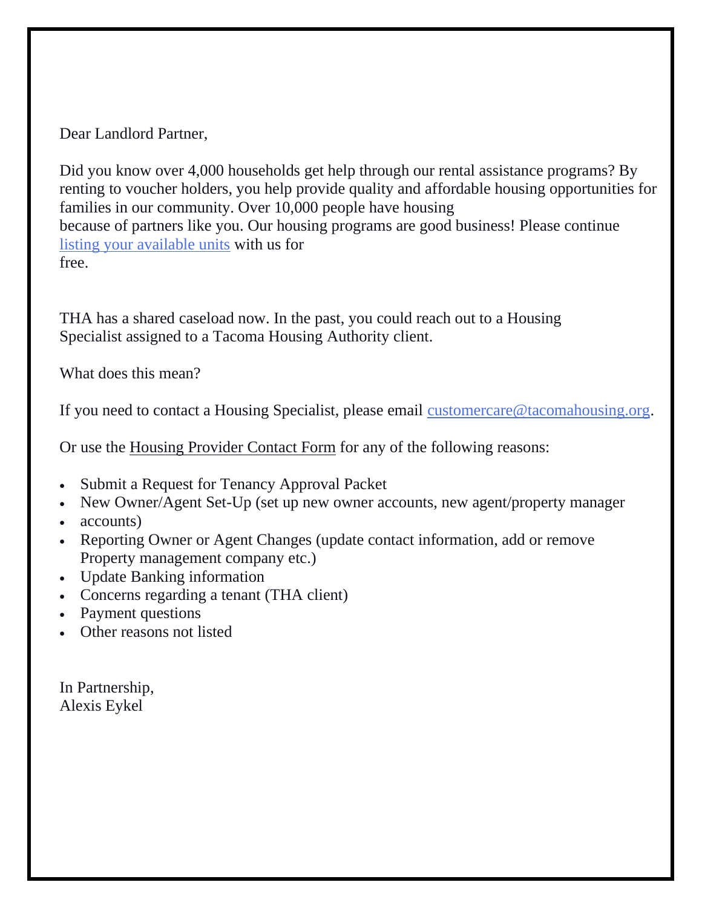Dear Landlord Partner,

Did you know over 4,000 households get help through our rental assistance programs? By renting to voucher holders, you help provide quality and affordable housing opportunities for families in our community. Over 10,000 people have housing because of partners like you. Our housing programs are good business! Please continue listing your available units with us for free.

THA has a shared caseload now. In the past, you could reach out to a Housing Specialist assigned to a Tacoma Housing Authority client.

What does this mean?

If you need to contact a Housing Specialist, please email customercare@tacomahousing.org.

Or use the Housing Provider Contact Form for any of the following reasons:

- Submit a Request for Tenancy Approval Packet
- New Owner/Agent Set-Up (set up new owner accounts, new agent/property manager
- accounts)
- Reporting Owner or Agent Changes (update contact information, add or remove Property management company etc.)
- Update Banking information
- Concerns regarding a tenant (THA client)
- Payment questions
- Other reasons not listed

In Partnership,
Alexis Eykel